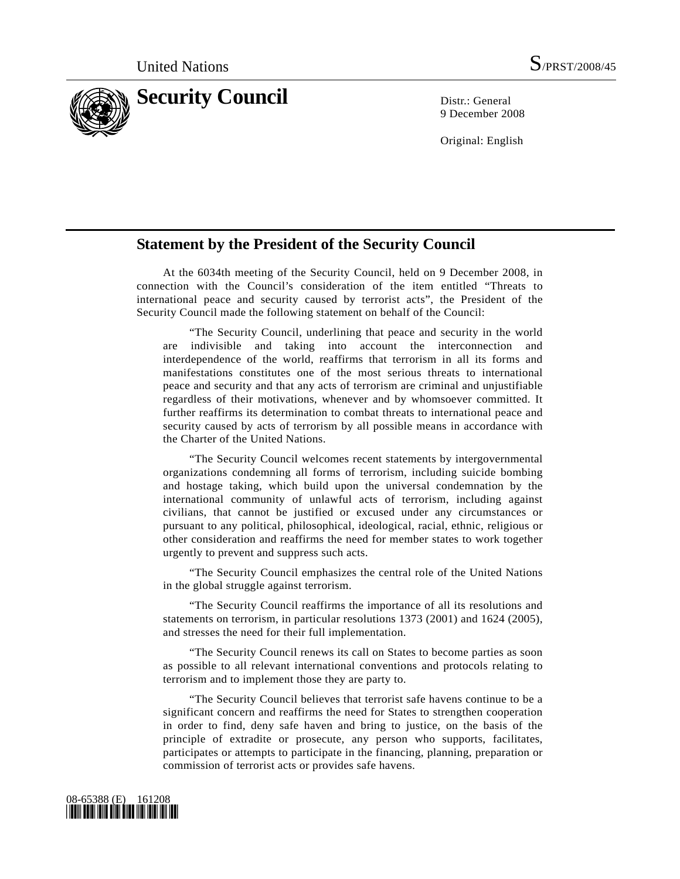United Nations S/PRST/2008/45

# Security Council

Distr.: General
9 December 2008

Original: English

## Statement by the President of the Security Council

At the 6034th meeting of the Security Council, held on 9 December 2008, in connection with the Council's consideration of the item entitled "Threats to international peace and security caused by terrorist acts", the President of the Security Council made the following statement on behalf of the Council:

> "The Security Council, underlining that peace and security in the world are indivisible and taking into account the interconnection and interdependence of the world, reaffirms that terrorism in all its forms and manifestations constitutes one of the most serious threats to international peace and security and that any acts of terrorism are criminal and unjustifiable regardless of their motivations, whenever and by whomsoever committed. It further reaffirms its determination to combat threats to international peace and security caused by acts of terrorism by all possible means in accordance with the Charter of the United Nations.
>
> "The Security Council welcomes recent statements by intergovernmental organizations condemning all forms of terrorism, including suicide bombing and hostage taking, which build upon the universal condemnation by the international community of unlawful acts of terrorism, including against civilians, that cannot be justified or excused under any circumstances or pursuant to any political, philosophical, ideological, racial, ethnic, religious or other consideration and reaffirms the need for member states to work together urgently to prevent and suppress such acts.
>
> "The Security Council emphasizes the central role of the United Nations in the global struggle against terrorism.
>
> "The Security Council reaffirms the importance of all its resolutions and statements on terrorism, in particular resolutions 1373 (2001) and 1624 (2005), and stresses the need for their full implementation.
>
> "The Security Council renews its call on States to become parties as soon as possible to all relevant international conventions and protocols relating to terrorism and to implement those they are party to.
>
> "The Security Council believes that terrorist safe havens continue to be a significant concern and reaffirms the need for States to strengthen cooperation in order to find, deny safe haven and bring to justice, on the basis of the principle of extradite or prosecute, any person who supports, facilitates, participates or attempts to participate in the financing, planning, preparation or commission of terrorist acts or provides safe havens.

08-65388 (E) 161208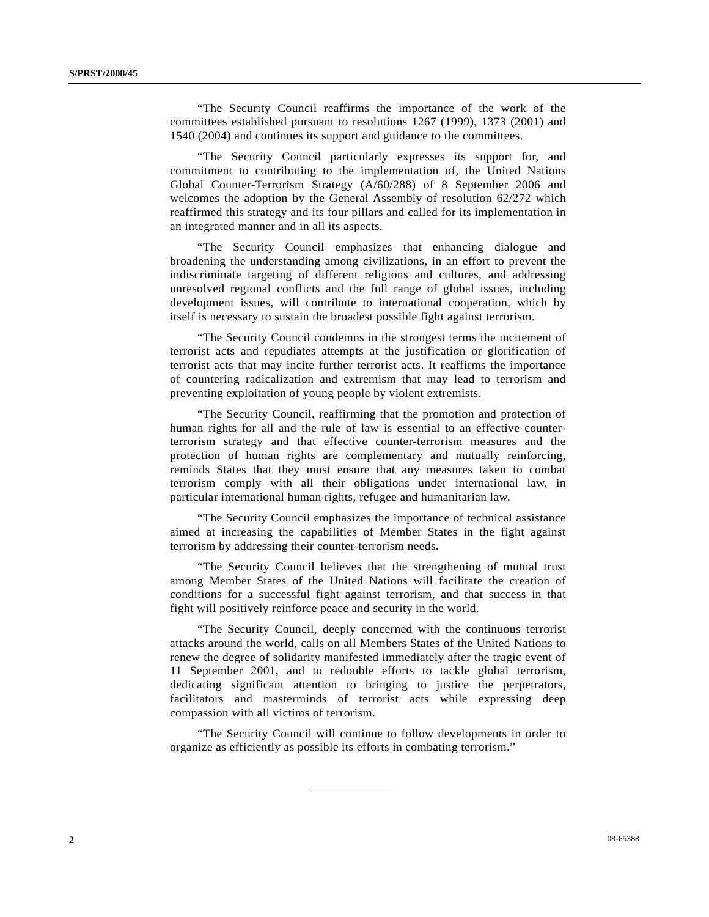"The Security Council reaffirms the importance of the work of the committees established pursuant to resolutions 1267 (1999), 1373 (2001) and 1540 (2004) and continues its support and guidance to the committees.

"The Security Council particularly expresses its support for, and commitment to contributing to the implementation of, the United Nations Global Counter-Terrorism Strategy (A/60/288) of 8 September 2006 and welcomes the adoption by the General Assembly of resolution 62/272 which reaffirmed this strategy and its four pillars and called for its implementation in an integrated manner and in all its aspects.

"The Security Council emphasizes that enhancing dialogue and broadening the understanding among civilizations, in an effort to prevent the indiscriminate targeting of different religions and cultures, and addressing unresolved regional conflicts and the full range of global issues, including development issues, will contribute to international cooperation, which by itself is necessary to sustain the broadest possible fight against terrorism.

"The Security Council condemns in the strongest terms the incitement of terrorist acts and repudiates attempts at the justification or glorification of terrorist acts that may incite further terrorist acts. It reaffirms the importance of countering radicalization and extremism that may lead to terrorism and preventing exploitation of young people by violent extremists.

"The Security Council, reaffirming that the promotion and protection of human rights for all and the rule of law is essential to an effective counter-terrorism strategy and that effective counter-terrorism measures and the protection of human rights are complementary and mutually reinforcing, reminds States that they must ensure that any measures taken to combat terrorism comply with all their obligations under international law, in particular international human rights, refugee and humanitarian law.

"The Security Council emphasizes the importance of technical assistance aimed at increasing the capabilities of Member States in the fight against terrorism by addressing their counter-terrorism needs.

"The Security Council believes that the strengthening of mutual trust among Member States of the United Nations will facilitate the creation of conditions for a successful fight against terrorism, and that success in that fight will positively reinforce peace and security in the world.

"The Security Council, deeply concerned with the continuous terrorist attacks around the world, calls on all Members States of the United Nations to renew the degree of solidarity manifested immediately after the tragic event of 11 September 2001, and to redouble efforts to tackle global terrorism, dedicating significant attention to bringing to justice the perpetrators, facilitators and masterminds of terrorist acts while expressing deep compassion with all victims of terrorism.

"The Security Council will continue to follow developments in order to organize as efficiently as possible its efforts in combating terrorism."